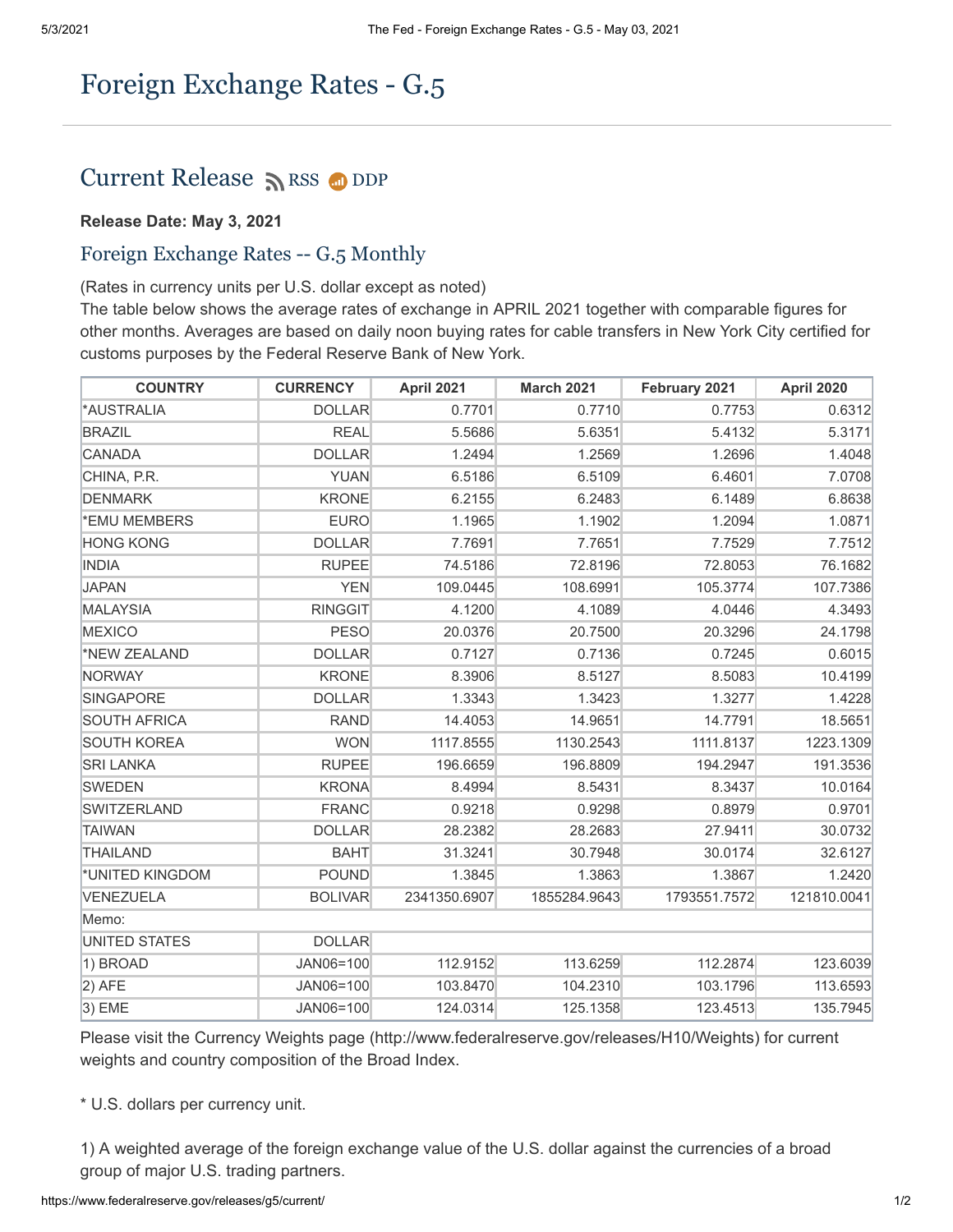# Foreign Exchange Rates - G.5

## Current Release RSS DDP

**Release Date: May 3, 2021**

### Foreign Exchange Rates -- G.5 Monthly

(Rates in currency units per U.S. dollar except as noted)
The table below shows the average rates of exchange in APRIL 2021 together with comparable figures for other months. Averages are based on daily noon buying rates for cable transfers in New York City certified for customs purposes by the Federal Reserve Bank of New York.

| COUNTRY | CURRENCY | April 2021 | March 2021 | February 2021 | April 2020 |
|---|---|---|---|---|---|
| *AUSTRALIA | DOLLAR | 0.7701 | 0.7710 | 0.7753 | 0.6312 |
| BRAZIL | REAL | 5.5686 | 5.6351 | 5.4132 | 5.3171 |
| CANADA | DOLLAR | 1.2494 | 1.2569 | 1.2696 | 1.4048 |
| CHINA, P.R. | YUAN | 6.5186 | 6.5109 | 6.4601 | 7.0708 |
| DENMARK | KRONE | 6.2155 | 6.2483 | 6.1489 | 6.8638 |
| *EMU MEMBERS | EURO | 1.1965 | 1.1902 | 1.2094 | 1.0871 |
| HONG KONG | DOLLAR | 7.7691 | 7.7651 | 7.7529 | 7.7512 |
| INDIA | RUPEE | 74.5186 | 72.8196 | 72.8053 | 76.1682 |
| JAPAN | YEN | 109.0445 | 108.6991 | 105.3774 | 107.7386 |
| MALAYSIA | RINGGIT | 4.1200 | 4.1089 | 4.0446 | 4.3493 |
| MEXICO | PESO | 20.0376 | 20.7500 | 20.3296 | 24.1798 |
| *NEW ZEALAND | DOLLAR | 0.7127 | 0.7136 | 0.7245 | 0.6015 |
| NORWAY | KRONE | 8.3906 | 8.5127 | 8.5083 | 10.4199 |
| SINGAPORE | DOLLAR | 1.3343 | 1.3423 | 1.3277 | 1.4228 |
| SOUTH AFRICA | RAND | 14.4053 | 14.9651 | 14.7791 | 18.5651 |
| SOUTH KOREA | WON | 1117.8555 | 1130.2543 | 1111.8137 | 1223.1309 |
| SRI LANKA | RUPEE | 196.6659 | 196.8809 | 194.2947 | 191.3536 |
| SWEDEN | KRONA | 8.4994 | 8.5431 | 8.3437 | 10.0164 |
| SWITZERLAND | FRANC | 0.9218 | 0.9298 | 0.8979 | 0.9701 |
| TAIWAN | DOLLAR | 28.2382 | 28.2683 | 27.9411 | 30.0732 |
| THAILAND | BAHT | 31.3241 | 30.7948 | 30.0174 | 32.6127 |
| *UNITED KINGDOM | POUND | 1.3845 | 1.3863 | 1.3867 | 1.2420 |
| VENEZUELA | BOLIVAR | 2341350.6907 | 1855284.9643 | 1793551.7572 | 121810.0041 |
| Memo: | | | | | |
| UNITED STATES | DOLLAR | | | | |
| 1) BROAD | JAN06=100 | 112.9152 | 113.6259 | 112.2874 | 123.6039 |
| 2) AFE | JAN06=100 | 103.8470 | 104.2310 | 103.1796 | 113.6593 |
| 3) EME | JAN06=100 | 124.0314 | 125.1358 | 123.4513 | 135.7945 |

Please visit the Currency Weights page (http://www.federalreserve.gov/releases/H10/Weights) for current weights and country composition of the Broad Index.

* U.S. dollars per currency unit.

1) A weighted average of the foreign exchange value of the U.S. dollar against the currencies of a broad group of major U.S. trading partners.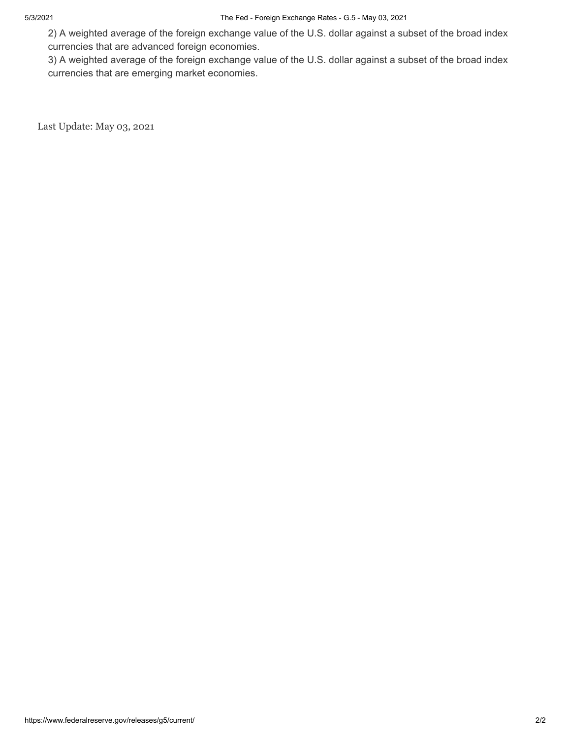2) A weighted average of the foreign exchange value of the U.S. dollar against a subset of the broad index currencies that are advanced foreign economies.

3) A weighted average of the foreign exchange value of the U.S. dollar against a subset of the broad index currencies that are emerging market economies.

Last Update: May 03, 2021